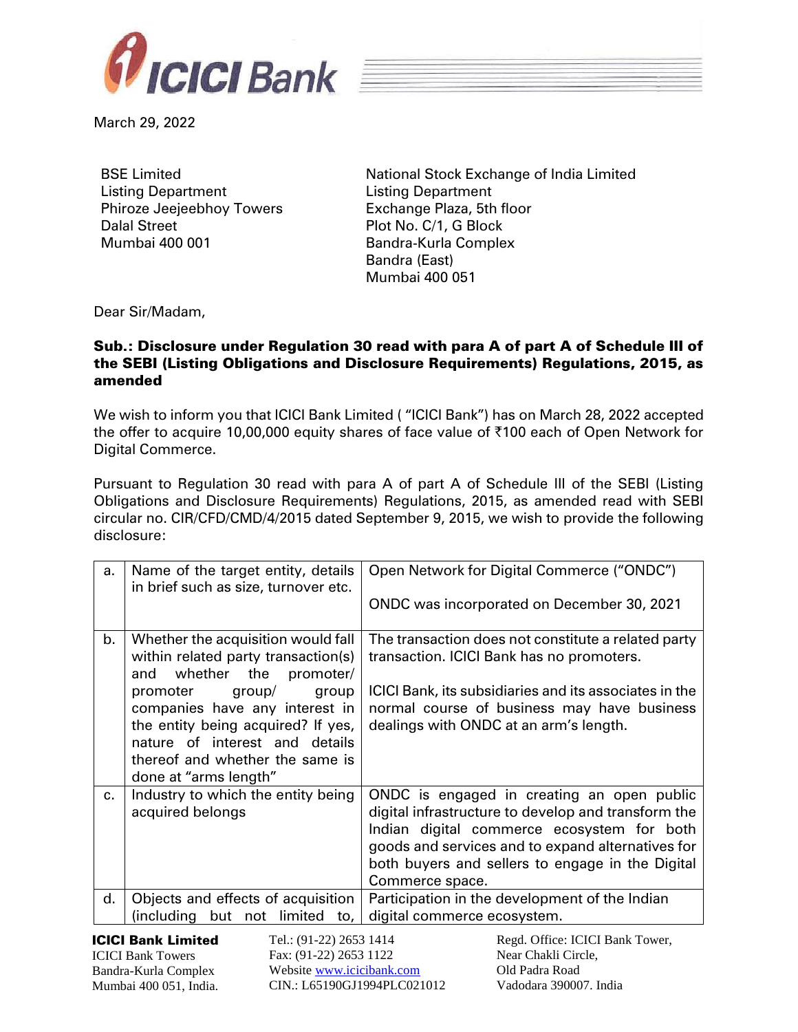March 29, 2022

BSE Limited
Listing Department
Phiroze Jeejeebhoy Towers
Dalal Street
Mumbai 400 001

National Stock Exchange of India Limited
Listing Department
Exchange Plaza, 5th floor
Plot No. C/1, G Block
Bandra-Kurla Complex
Bandra (East)
Mumbai 400 051

Dear Sir/Madam,

**Sub.: Disclosure under Regulation 30 read with para A of part A of Schedule III of the SEBI (Listing Obligations and Disclosure Requirements) Regulations, 2015, as amended**

We wish to inform you that ICICI Bank Limited ( "ICICI Bank") has on March 28, 2022 accepted the offer to acquire 10,00,000 equity shares of face value of ₹100 each of Open Network for Digital Commerce.

Pursuant to Regulation 30 read with para A of part A of Schedule III of the SEBI (Listing Obligations and Disclosure Requirements) Regulations, 2015, as amended read with SEBI circular no. CIR/CFD/CMD/4/2015 dated September 9, 2015, we wish to provide the following disclosure:

| | | |
|---|---|---|
| a. | Name of the target entity, details in brief such as size, turnover etc. | Open Network for Digital Commerce ("ONDC")<br><br>ONDC was incorporated on December 30, 2021 |
| b. | Whether the acquisition would fall within related party transaction(s) and whether the promoter/ promoter group/ group companies have any interest in the entity being acquired? If yes, nature of interest and details thereof and whether the same is done at "arms length" | The transaction does not constitute a related party transaction. ICICI Bank has no promoters.<br><br>ICICI Bank, its subsidiaries and its associates in the normal course of business may have business dealings with ONDC at an arm's length. |
| c. | Industry to which the entity being acquired belongs | ONDC is engaged in creating an open public digital infrastructure to develop and transform the Indian digital commerce ecosystem for both goods and services and to expand alternatives for both buyers and sellers to engage in the Digital Commerce space. |
| d. | Objects and effects of acquisition (including but not limited to, | Participation in the development of the Indian digital commerce ecosystem. |

**ICICI Bank Limited**
ICICI Bank Towers
Bandra-Kurla Complex
Mumbai 400 051, India.

Tel.: (91-22) 2653 1414
Fax: (91-22) 2653 1122
Website www.icicibank.com
CIN.: L65190GJ1994PLC021012

Regd. Office: ICICI Bank Tower,
Near Chakli Circle,
Old Padra Road
Vadodara 390007. India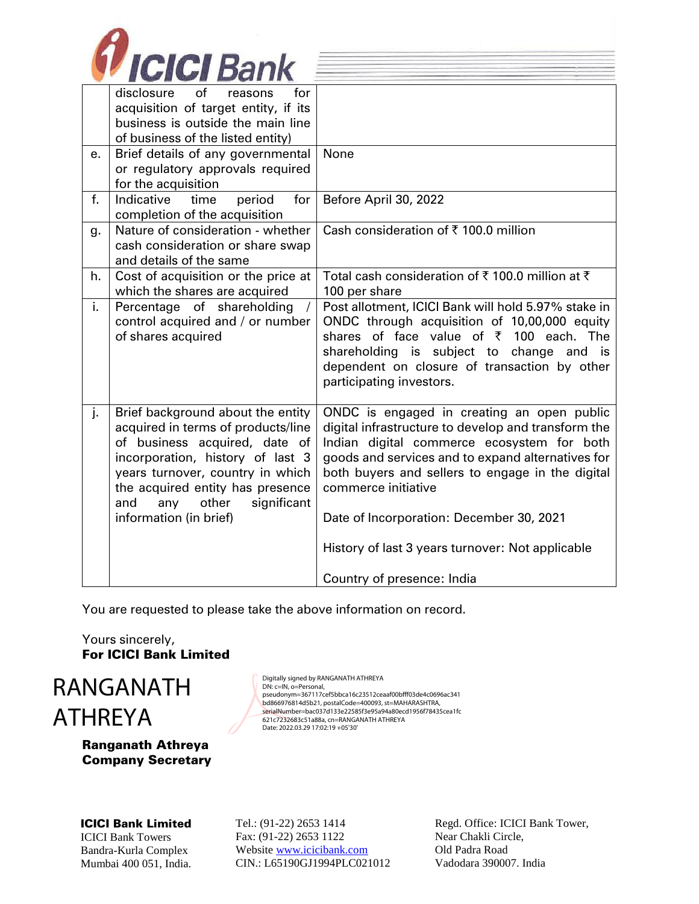| | | |
|---|---|---|
| | disclosure of reasons for acquisition of target entity, if its business is outside the main line of business of the listed entity) | |
| e. | Brief details of any governmental or regulatory approvals required for the acquisition | None |
| f. | Indicative time period for completion of the acquisition | Before April 30, 2022 |
| g. | Nature of consideration - whether cash consideration or share swap and details of the same | Cash consideration of ₹ 100.0 million |
| h. | Cost of acquisition or the price at which the shares are acquired | Total cash consideration of ₹ 100.0 million at ₹ 100 per share |
| i. | Percentage of shareholding / control acquired and / or number of shares acquired | Post allotment, ICICI Bank will hold 5.97% stake in ONDC through acquisition of 10,00,000 equity shares of face value of ₹ 100 each. The shareholding is subject to change and is dependent on closure of transaction by other participating investors. |
| j. | Brief background about the entity acquired in terms of products/line of business acquired, date of incorporation, history of last 3 years turnover, country in which the acquired entity has presence and any other significant information (in brief) | ONDC is engaged in creating an open public digital infrastructure to develop and transform the Indian digital commerce ecosystem for both goods and services and to expand alternatives for both buyers and sellers to engage in the digital commerce initiative<br><br>Date of Incorporation: December 30, 2021<br><br>History of last 3 years turnover: Not applicable<br><br>Country of presence: India |

You are requested to please take the above information on record.

Yours sincerely,
**For ICICI Bank Limited**

RANGANATH ATHREYA

Digitally signed by RANGANATH ATHREYA
DN: c=IN, o=Personal, pseudonym=367117cef5bbca16c23512ceaaf00bfff03de4c0696ac341bd866976814d5b21, postalCode=400093, st=MAHARASHTRA, serialNumber=bac037d133e22585f3e95a94a80ecd1956f78435cea1fc621c7232683c51a88a, cn=RANGANATH ATHREYA
Date: 2022.03.29 17:02:19 +05'30'

**Ranganath Athreya**
**Company Secretary**

**ICICI Bank Limited**
ICICI Bank Towers
Bandra-Kurla Complex
Mumbai 400 051, India.

Tel.: (91-22) 2653 1414
Fax: (91-22) 2653 1122
Website www.icicibank.com
CIN.: L65190GJ1994PLC021012

Regd. Office: ICICI Bank Tower,
Near Chakli Circle,
Old Padra Road
Vadodara 390007. India